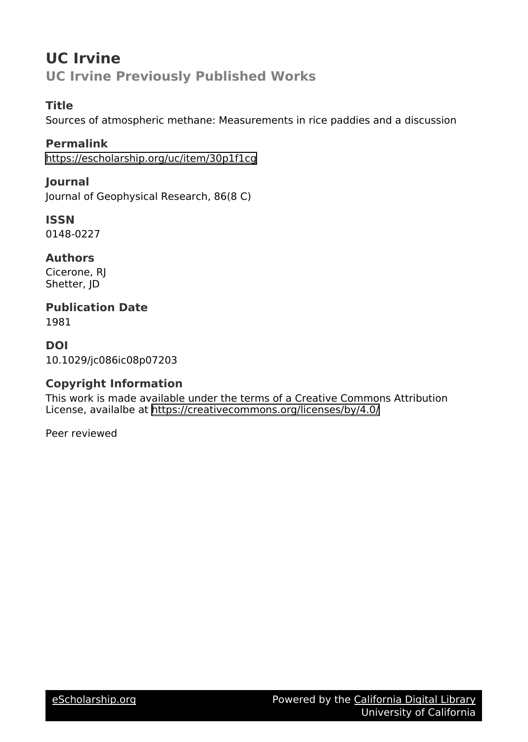# UC Irvine

## UC Irvine Previously Published Works

### Title

Sources of atmospheric methane: Measurements in rice paddies and a discussion

### Permalink

https://escholarship.org/uc/item/30p1f1cg

### Journal

Journal of Geophysical Research, 86(8 C)

### ISSN

0148-0227

### Authors

Cicerone, RJ
Shetter, JD

### Publication Date

1981

### DOI

10.1029/jc086ic08p07203

### Copyright Information

This work is made available under the terms of a Creative Commons Attribution License, availalbe at https://creativecommons.org/licenses/by/4.0/

Peer reviewed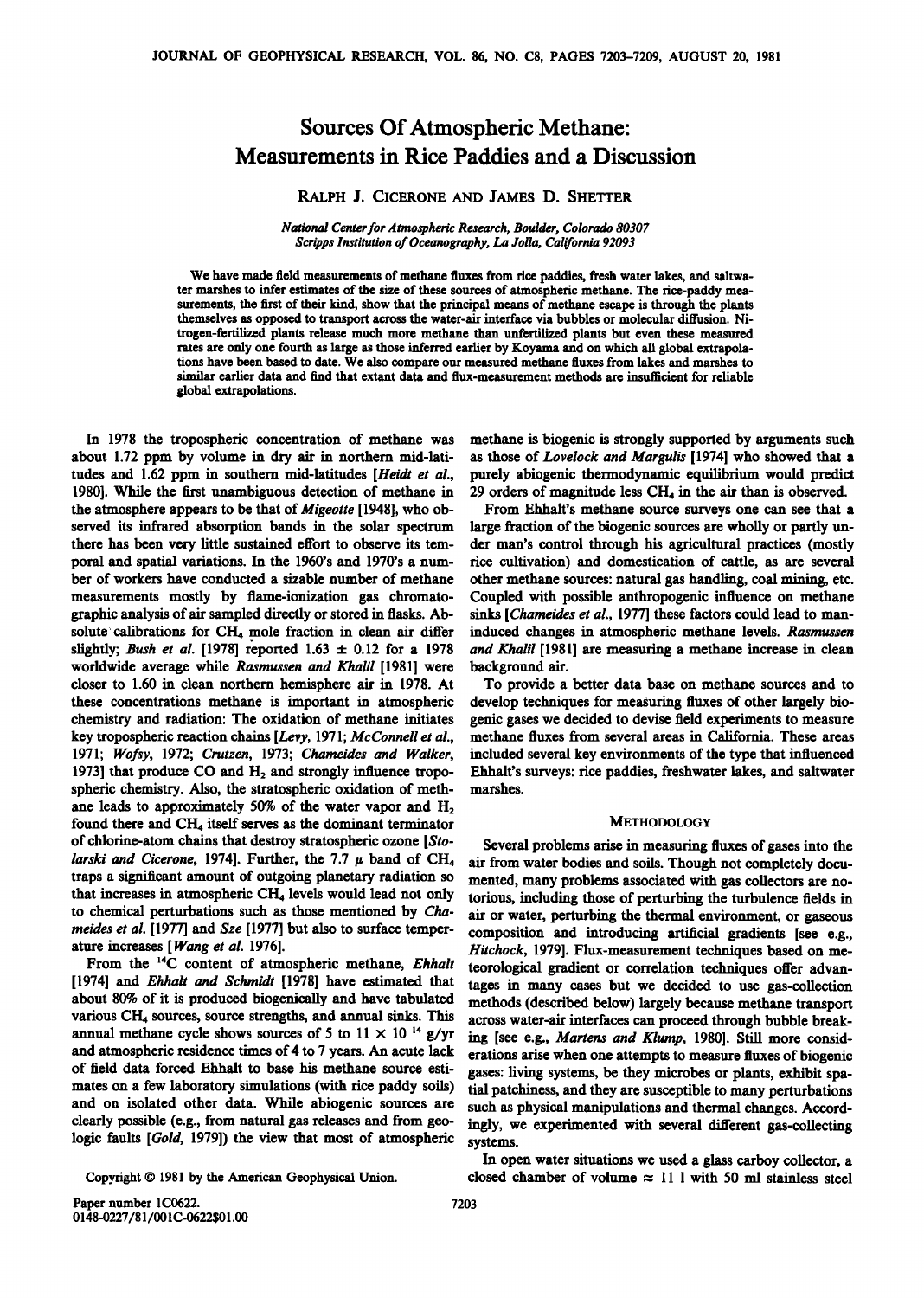# Sources Of Atmospheric Methane: Measurements in Rice Paddies and a Discussion

RALPH J. CICERONE AND JAMES D. SHETTER

*National Center for Atmospheric Research, Boulder, Colorado 80307*
*Scripps Institution of Oceanography, La Jolla, California 92093*

We have made field measurements of methane fluxes from rice paddies, fresh water lakes, and saltwater marshes to infer estimates of the size of these sources of atmospheric methane. The rice-paddy measurements, the first of their kind, show that the principal means of methane escape is through the plants themselves as opposed to transport across the water-air interface via bubbles or molecular diffusion. Nitrogen-fertilized plants release much more methane than unfertilized plants but even these measured rates are only one fourth as large as those inferred earlier by Koyama and on which all global extrapolations have been based to date. We also compare our measured methane fluxes from lakes and marshes to similar earlier data and find that extant data and flux-measurement methods are insufficient for reliable global extrapolations.

In 1978 the tropospheric concentration of methane was about 1.72 ppm by volume in dry air in northern mid-latitudes and 1.62 ppm in southern mid-latitudes [*Heidt et al.*, 1980]. While the first unambiguous detection of methane in the atmosphere appears to be that of *Migeotte* [1948], who observed its infrared absorption bands in the solar spectrum there has been very little sustained effort to observe its temporal and spatial variations. In the 1960's and 1970's a number of workers have conducted a sizable number of methane measurements mostly by flame-ionization gas chromatographic analysis of air sampled directly or stored in flasks. Absolute calibrations for $CH_4$ mole fraction in clean air differ slightly; *Bush et al.* [1978] reported 1.63 ± 0.12 for a 1978 worldwide average while *Rasmussen and Khalil* [1981] were closer to 1.60 in clean northern hemisphere air in 1978. At these concentrations methane is important in atmospheric chemistry and radiation: The oxidation of methane initiates key tropospheric reaction chains [*Levy*, 1971; *McConnell et al.*, 1971; *Wofsy*, 1972; *Crutzen*, 1973; *Chameides and Walker*, 1973] that produce CO and $H_2$ and strongly influence tropospheric chemistry. Also, the stratospheric oxidation of methane leads to approximately 50% of the water vapor and $H_2$ found there and $CH_4$ itself serves as the dominant terminator of chlorine-atom chains that destroy stratospheric ozone [*Stolarski and Cicerone*, 1974]. Further, the 7.7 $\mu$ band of $CH_4$ traps a significant amount of outgoing planetary radiation so that increases in atmospheric $CH_4$ levels would lead not only to chemical perturbations such as those mentioned by *Chameides et al.* [1977] and *Sze* [1977] but also to surface temperature increases [*Wang et al.* 1976].

From the $^{14}C$ content of atmospheric methane, *Ehhalt* [1974] and *Ehhalt and Schmidt* [1978] have estimated that about 80% of it is produced biogenically and have tabulated various $CH_4$ sources, source strengths, and annual sinks. This annual methane cycle shows sources of 5 to 11 × $10^{14}$ g/yr and atmospheric residence times of 4 to 7 years. An acute lack of field data forced Ehhalt to base his methane source estimates on a few laboratory simulations (with rice paddy soils) and on isolated other data. While abiogenic sources are clearly possible (e.g., from natural gas releases and from geologic faults [*Gold*, 1979]) the view that most of atmospheric methane is biogenic is strongly supported by arguments such as those of *Lovelock and Margulis* [1974] who showed that a purely abiogenic thermodynamic equilibrium would predict 29 orders of magnitude less $CH_4$ in the air than is observed.

From Ehhalt's methane source surveys one can see that a large fraction of the biogenic sources are wholly or partly under man's control through his agricultural practices (mostly rice cultivation) and domestication of cattle, as are several other methane sources: natural gas handling, coal mining, etc. Coupled with possible anthropogenic influence on methane sinks [*Chameides et al.*, 1977] these factors could lead to man-induced changes in atmospheric methane levels. *Rasmussen and Khalil* [1981] are measuring a methane increase in clean background air.

To provide a better data base on methane sources and to develop techniques for measuring fluxes of other largely biogenic gases we decided to devise field experiments to measure methane fluxes from several areas in California. These areas included several key environments of the type that influenced Ehhalt's surveys: rice paddies, freshwater lakes, and saltwater marshes.

## METHODOLOGY

Several problems arise in measuring fluxes of gases into the air from water bodies and soils. Though not completely documented, many problems associated with gas collectors are notorious, including those of perturbing the turbulence fields in air or water, perturbing the thermal environment, or gaseous composition and introducing artificial gradients [see e.g., *Hitchock*, 1979]. Flux-measurement techniques based on meteorological gradient or correlation techniques offer advantages in many cases but we decided to use gas-collection methods (described below) largely because methane transport across water-air interfaces can proceed through bubble breaking [see e.g., *Martens and Klump*, 1980]. Still more considerations arise when one attempts to measure fluxes of biogenic gases: living systems, be they microbes or plants, exhibit spatial patchiness, and they are susceptible to many perturbations such as physical manipulations and thermal changes. Accordingly, we experimented with several different gas-collecting systems.

In open water situations we used a glass carboy collector, a closed chamber of volume ≈ 11 l with 50 ml stainless steel

Copyright © 1981 by the American Geophysical Union.

Paper number 1C0622.
0148-0227/81/001C-0622$01.00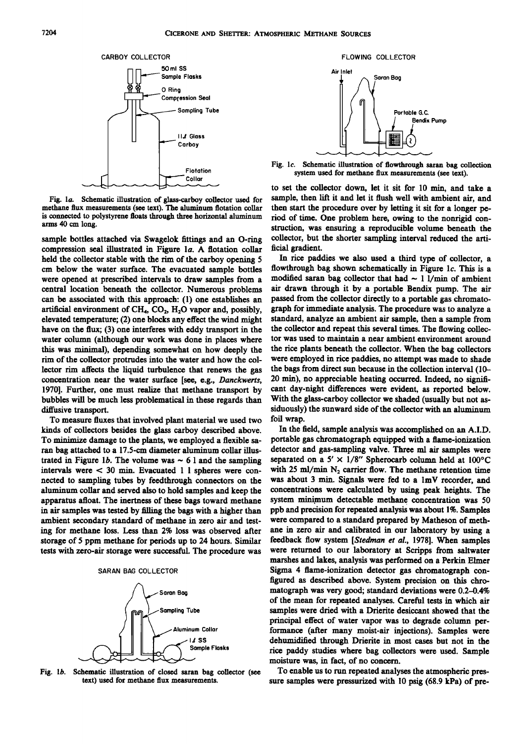CARBOY COLLECTOR

Fig. 1a. Schematic illustration of glass-carboy collector used for methane flux measurements (see text). The aluminum flotation collar is connected to polystyrene floats through three horizontal aluminum arms 40 cm long.

sample bottles attached via Swagelok fittings and an O-ring compression seal illustrated in Figure 1a. A flotation collar held the collector stable with the rim of the carboy opening 5 cm below the water surface. The evacuated sample bottles were opened at prescribed intervals to draw samples from a central location beneath the collector. Numerous problems can be associated with this approach: (1) one establishes an artificial environment of $CH_4$, $CO_2$, $H_2O$ vapor and, possibly, elevated temperature; (2) one blocks any effect the wind might have on the flux; (3) one interferes with eddy transport in the water column (although our work was done in places where this was minimal), depending somewhat on how deeply the rim of the collector protrudes into the water and how the collector rim affects the liquid turbulence that renews the gas concentration near the water surface [see, e.g., *Danckwerts*, 1970]. Further, one must realize that methane transport by bubbles will be much less problematical in these regards than diffusive transport.

To measure fluxes that involved plant material we used two kinds of collectors besides the glass carboy described above. To minimize damage to the plants, we employed a flexible saran bag attached to a 17.5-cm diameter aluminum collar illustrated in Figure 1b. The volume was ~ 6 l and the sampling intervals were < 30 min. Evacuated 1 l spheres were connected to sampling tubes by feedthrough connectors on the aluminum collar and served also to hold samples and keep the apparatus afloat. The inertness of these bags toward methane in air samples was tested by filling the bags with a higher than ambient secondary standard of methane in zero air and testing for methane loss. Less than 2% loss was observed after storage of 5 ppm methane for periods up to 24 hours. Similar tests with zero-air storage were successful. The procedure was

SARAN BAG COLLECTOR

Fig. 1b. Schematic illustration of closed saran bag collector (see text) used for methane flux measurements.

FLOWING COLLECTOR

Fig. 1c. Schematic illustration of flowthrough saran bag collection system used for methane flux measurements (see text).

to set the collector down, let it sit for 10 min, and take a sample, then lift it and let it flush well with ambient air, and then start the procedure over by letting it sit for a longer period of time. One problem here, owing to the nonrigid construction, was ensuring a reproducible volume beneath the collector, but the shorter sampling interval reduced the artificial gradient.

In rice paddies we also used a third type of collector, a flowthrough bag shown schematically in Figure 1c. This is a modified saran bag collector that had ~ 1 l/min of ambient air drawn through it by a portable Bendix pump. The air passed from the collector directly to a portable gas chromatograph for immediate analysis. The procedure was to analyze a standard, analyze an ambient air sample, then a sample from the collector and repeat this several times. The flowing collector was used to maintain a near ambient environment around the rice plants beneath the collector. When the bag collectors were employed in rice paddies, no attempt was made to shade the bags from direct sun because in the collection interval (10–20 min), no appreciable heating occurred. Indeed, no significant day-night differences were evident, as reported below. With the glass-carboy collector we shaded (usually but not assiduously) the sunward side of the collector with an aluminum foil wrap.

In the field, sample analysis was accomplished on an A.I.D. portable gas chromatograph equipped with a flame-ionization detector and gas-sampling valve. Three ml air samples were separated on a 5′ × 1/8″ Spherocarb column held at 100°C with 25 ml/min $N_2$ carrier flow. The methane retention time was about 3 min. Signals were fed to a 1mV recorder, and concentrations were calculated by using peak heights. The system minimum detectable methane concentration was 50 ppb and precision for repeated analysis was about 1%. Samples were compared to a standard prepared by Matheson of methane in zero air and calibrated in our laboratory by using a feedback flow system [*Stedman et al.*, 1978]. When samples were returned to our laboratory at Scripps from saltwater marshes and lakes, analysis was performed on a Perkin Elmer Sigma 4 flame-ionization detector gas chromatograph configured as described above. System precision on this chromatograph was very good; standard deviations were 0.2–0.4% of the mean for repeated analyses. Careful tests in which air samples were dried with a Drierite desiccant showed that the principal effect of water vapor was to degrade column performance (after many moist-air injections). Samples were dehumidified through Drierite in most cases but not in the rice paddy studies where bag collectors were used. Sample moisture was, in fact, of no concern.

To enable us to run repeated analyses the atmospheric pressure samples were pressurized with 10 psig (68.9 kPa) of pre-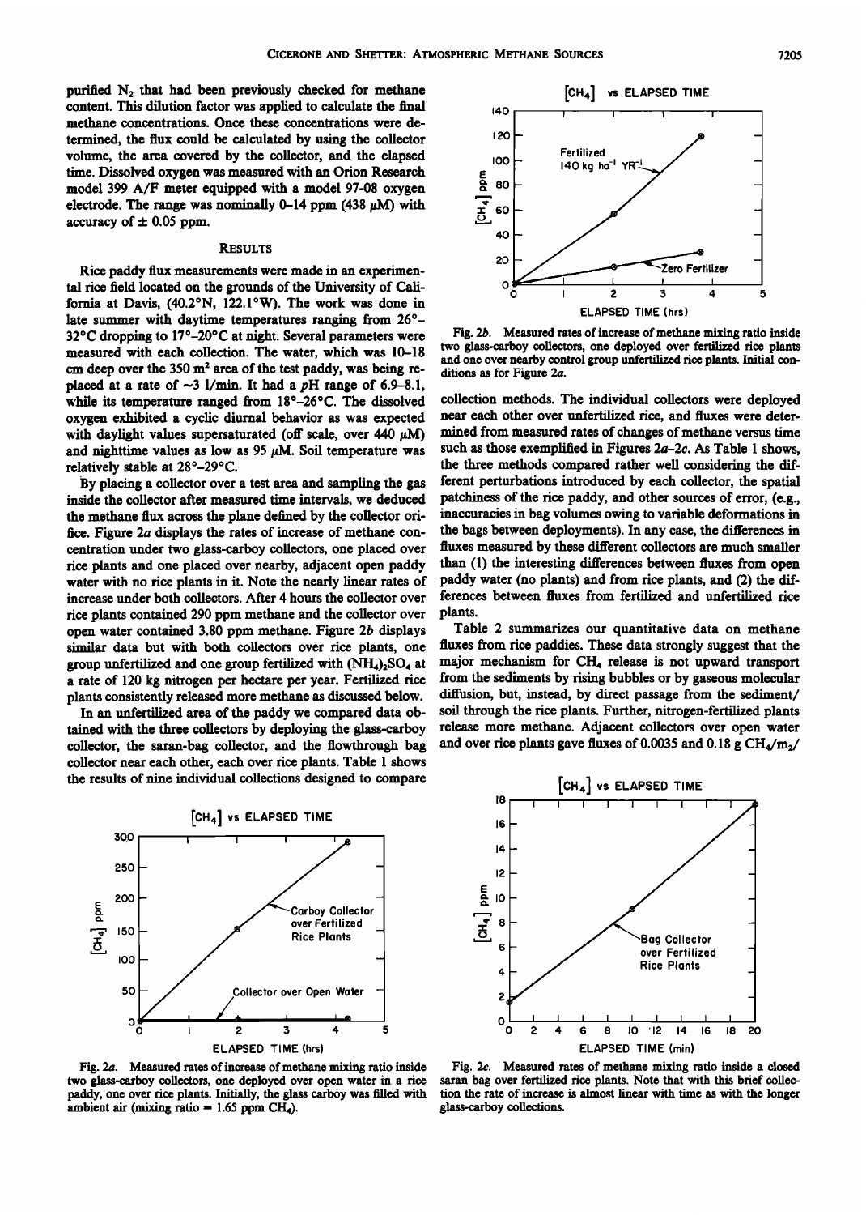purified $N_2$ that had been previously checked for methane content. This dilution factor was applied to calculate the final methane concentrations. Once these concentrations were determined, the flux could be calculated by using the collector volume, the area covered by the collector, and the elapsed time. Dissolved oxygen was measured with an Orion Research model 399 A/F meter equipped with a model 97-08 oxygen electrode. The range was nominally 0–14 ppm (438 μM) with accuracy of ± 0.05 ppm.

## RESULTS

Rice paddy flux measurements were made in an experimental rice field located on the grounds of the University of California at Davis, (40.2°N, 122.1°W). The work was done in late summer with daytime temperatures ranging from 26°–32°C dropping to 17°–20°C at night. Several parameters were measured with each collection. The water, which was 10–18 cm deep over the 350 $m^2$ area of the test paddy, was being replaced at a rate of ~3 l/min. It had a pH range of 6.9–8.1, while its temperature ranged from 18°–26°C. The dissolved oxygen exhibited a cyclic diurnal behavior as was expected with daylight values supersaturated (off scale, over 440 μM) and nighttime values as low as 95 μM. Soil temperature was relatively stable at 28°–29°C.

By placing a collector over a test area and sampling the gas inside the collector after measured time intervals, we deduced the methane flux across the plane defined by the collector orifice. Figure 2*a* displays the rates of increase of methane concentration under two glass-carboy collectors, one placed over rice plants and one placed over nearby, adjacent open paddy water with no rice plants in it. Note the nearly linear rates of increase under both collectors. After 4 hours the collector over rice plants contained 290 ppm methane and the collector over open water contained 3.80 ppm methane. Figure 2*b* displays similar data but with both collectors over rice plants, one group unfertilized and one group fertilized with $(NH_4)_2SO_4$ at a rate of 120 kg nitrogen per hectare per year. Fertilized rice plants consistently released more methane as discussed below.

In an unfertilized area of the paddy we compared data obtained with the three collectors by deploying the glass-carboy collector, the saran-bag collector, and the flowthrough bag collector near each other, each over rice plants. Table 1 shows the results of nine individual collections designed to compare collection methods. The individual collectors were deployed near each other over unfertilized rice, and fluxes were determined from measured rates of changes of methane versus time such as those exemplified in Figures 2*a*–2*c*. As Table 1 shows, the three methods compared rather well considering the different perturbations introduced by each collector, the spatial patchiness of the rice paddy, and other sources of error, (e.g., inaccuracies in bag volumes owing to variable deformations in the bags between deployments). In any case, the differences in fluxes measured by these different collectors are much smaller than (1) the interesting differences between fluxes from open paddy water (no plants) and from rice plants, and (2) the differences between fluxes from fertilized and unfertilized rice plants.

Table 2 summarizes our quantitative data on methane fluxes from rice paddies. These data strongly suggest that the major mechanism for $CH_4$ release is not upward transport from the sediments by rising bubbles or by gaseous molecular diffusion, but, instead, by direct passage from the sediment/soil through the rice plants. Further, nitrogen-fertilized plants release more methane. Adjacent collectors over open water and over rice plants gave fluxes of 0.0035 and 0.18 g $CH_4/m_2/$

Fig. 2*a*. Measured rates of increase of methane mixing ratio inside two glass-carboy collectors, one deployed over open water in a rice paddy, one over rice plants. Initially, the glass carboy was filled with ambient air (mixing ratio = 1.65 ppm $CH_4$).

Fig. 2*b*. Measured rates of increase of methane mixing ratio inside two glass-carboy collectors, one deployed over fertilized rice plants and one over nearby control group unfertilized rice plants. Initial conditions as for Figure 2*a*.

Fig. 2*c*. Measured rates of methane mixing ratio inside a closed saran bag over fertilized rice plants. Note that with this brief collection the rate of increase is almost linear with time as with the longer glass-carboy collections.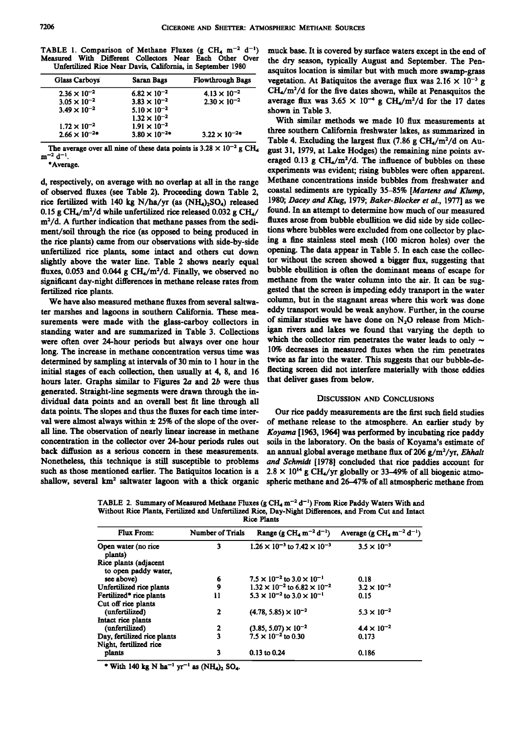TABLE 1. Comparison of Methane Fluxes ($g\ CH_4\ m^{-2}\ d^{-1}$) Measured With Different Collectors Near Each Other Over Unfertilized Rice Near Davis, California, in September 1980

| Glass Carboys | Saran Bags | Flowthrough Bags |
|---|---|---|
| $2.36 \times 10^{-2}$ | $6.82 \times 10^{-2}$ | $4.13 \times 10^{-2}$ |
| $3.05 \times 10^{-2}$ | $3.83 \times 10^{-2}$ | $2.30 \times 10^{-2}$ |
| $3.49 \times 10^{-2}$ | $5.10 \times 10^{-2}$ | |
| | $1.32 \times 10^{-2}$ | |
| $1.72 \times 10^{-2}$ | $1.91 \times 10^{-2}$ | |
| $2.66 \times 10^{-2}$* | $3.80 \times 10^{-2}$* | $3.22 \times 10^{-2}$* |

The average over all nine of these data points is $3.28 \times 10^{-2}$ g $CH_4$ $m^{-2}\ d^{-1}$.

*Average.

d, respectively, on average with no overlap at all in the range of observed fluxes (see Table 2). Proceeding down Table 2, rice fertilized with 140 kg N/ha/yr (as $(NH_4)_2SO_4$) released 0.15 g $CH_4/m^2/d$ while unfertilized rice released 0.032 g $CH_4/m^2/d$. A further indication that methane passes from the sediment/soil through the rice (as opposed to being produced in the rice plants) came from our observations with side-by-side unfertilized rice plants, some intact and others cut down slightly above the water line. Table 2 shows nearly equal fluxes, 0.053 and 0.044 g $CH_4/m^2/d$. Finally, we observed no significant day-night differences in methane release rates from fertilized rice plants.

We have also measured methane fluxes from several saltwater marshes and lagoons in southern California. These measurements were made with the glass-carboy collectors in standing water and are summarized in Table 3. Collections were often over 24-hour periods but always over one hour long. The increase in methane concentration versus time was determined by sampling at intervals of 30 min to 1 hour in the initial stages of each collection, then usually at 4, 8, and 16 hours later. Graphs similar to Figures 2*a* and 2*b* were thus generated. Straight-line segments were drawn through the individual data points and an overall best fit line through all data points. The slopes and thus the fluxes for each time interval were almost always within ± 25% of the slope of the overall line. The observation of nearly linear increase in methane concentration in the collector over 24-hour periods rules out back diffusion as a serious concern in these measurements. Nonetheless, this technique is still susceptible to problems such as those mentioned earlier. The Batiquitos location is a shallow, several $km^2$ saltwater lagoon with a thick organic muck base. It is covered by surface waters except in the end of the dry season, typically August and September. The Penasquitos location is similar but with much more swamp-grass vegetation. At Batiquitos the average flux was $2.16 \times 10^{-3}$ g $CH_4/m^2/d$ for the five dates shown, while at Penasquitos the average flux was $3.65 \times 10^{-4}$ g $CH_4/m^2/d$ for the 17 dates shown in Table 3.

With similar methods we made 10 flux measurements at three southern California freshwater lakes, as summarized in Table 4. Excluding the largest flux (7.86 g $CH_4/m^2/d$ on August 31, 1979, at Lake Hodges) the remaining nine points averaged 0.13 g $CH_4/m^2/d$. The influence of bubbles on these experiments was evident; rising bubbles were often apparent. Methane concentrations inside bubbles from freshwater and coastal sediments are typically 35–85% [*Martens and Klump*, 1980; *Dacey and Klug*, 1979; *Baker-Blocker et al.*, 1977] as we found. In an attempt to determine how much of our measured fluxes arose from bubble ebullition we did side by side collections where bubbles were excluded from one collector by placing a fine stainless steel mesh (100 micron holes) over the opening. The data appear in Table 5. In each case the collector without the screen showed a bigger flux, suggesting that bubble ebullition is often the dominant means of escape for methane from the water column into the air. It can be suggested that the screen is impeding eddy transport in the water column, but in the stagnant areas where this work was done eddy transport would be weak anyhow. Further, in the course of similar studies we have done on $N_2O$ release from Michigan rivers and lakes we found that varying the depth to which the collector rim penetrates the water leads to only ~ 10% decreases in measured fluxes when the rim penetrates twice as far into the water. This suggests that our bubble-deflecting screen did not interfere materially with those eddies that deliver gases from below.

## Discussion and Conclusions

Our rice paddy measurements are the first such field studies of methane release to the atmosphere. An earlier study by *Koyama* [1963, 1964] was performed by incubating rice paddy soils in the laboratory. On the basis of Koyama's estimate of an annual global average methane flux of 206 g/m²/yr, *Ehhalt and Schmidt* [1978] concluded that rice paddies account for $2.8 \times 10^{14}$ g $CH_4$/yr globally or 33–49% of all biogenic atmospheric methane and 26–47% of all atmospheric methane from

TABLE 2. Summary of Measured Methane Fluxes ($g\ CH_4\ m^{-2}\ d^{-1}$) From Rice Paddy Waters With and Without Rice Plants, Fertilized and Unfertilized Rice, Day-Night Differences, and From Cut and Intact Rice Plants

| Flux From: | Number of Trials | Range ($g\ CH_4\ m^{-2}\ d^{-1}$) | Average ($g\ CH_4\ m^{-2}\ d^{-1}$) |
|---|---|---|---|
| Open water (no rice plants) | 3 | $1.26 \times 10^{-3}$ to $7.42 \times 10^{-3}$ | $3.5 \times 10^{-3}$ |
| Rice plants (adjacent to open paddy water, see above) | 6 | $7.5 \times 10^{-2}$ to $3.0 \times 10^{-1}$ | 0.18 |
| Unfertilized rice plants | 9 | $1.32 \times 10^{-2}$ to $6.82 \times 10^{-2}$ | $3.2 \times 10^{-2}$ |
| Fertilized* rice plants | 11 | $5.3 \times 10^{-2}$ to $3.0 \times 10^{-1}$ | 0.15 |
| Cut off rice plants (unfertilized) | 2 | $(4.78, 5.85) \times 10^{-2}$ | $5.3 \times 10^{-2}$ |
| Intact rice plants (unfertilized) | 2 | $(3.85, 5.07) \times 10^{-2}$ | $4.4 \times 10^{-2}$ |
| Day, fertilized rice plants | 3 | $7.5 \times 10^{-2}$ to 0.30 | 0.173 |
| Night, fertilized rice plants | 3 | 0.13 to 0.24 | 0.186 |

* With 140 kg N $ha^{-1}\ yr^{-1}$ as $(NH_4)_2\ SO_4$.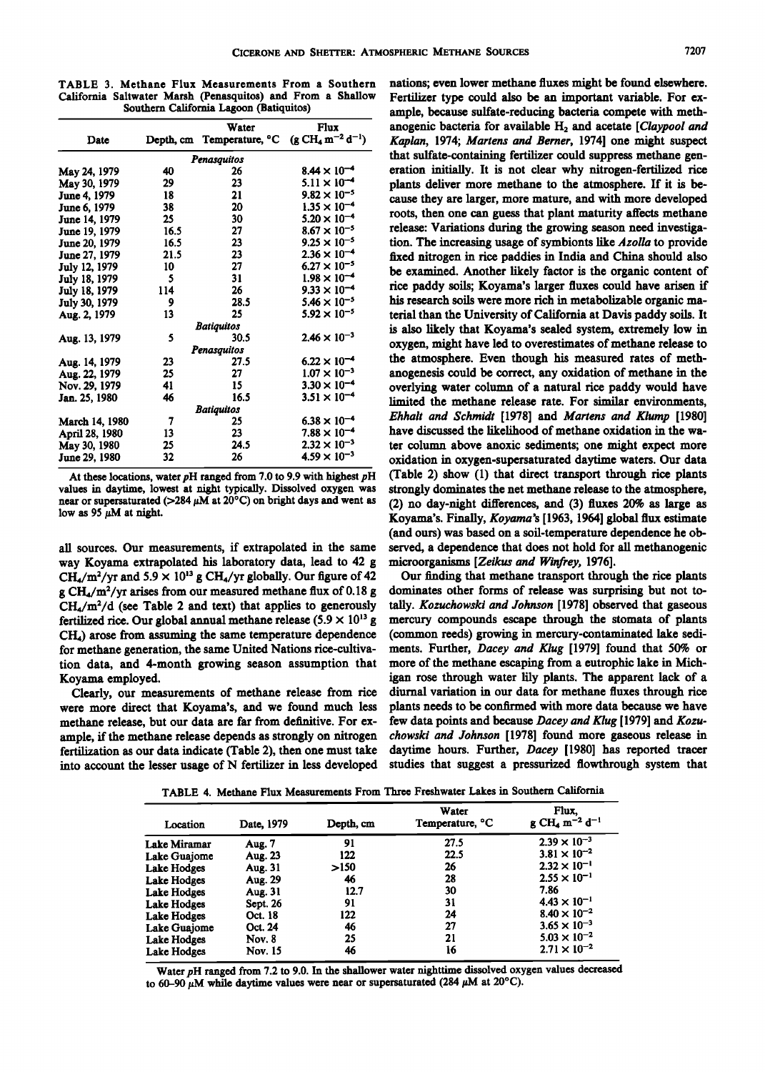TABLE 3. Methane Flux Measurements From a Southern California Saltwater Marsh (Penasquitos) and From a Shallow Southern California Lagoon (Batiquitos)

| Date | Depth, cm | Water Temperature, °C | Flux ($g\ CH_4\ m^{-2}\ d^{-1}$) |
|---|---|---|---|
| *Penasquitos* | | | |
| May 24, 1979 | 40 | 26 | $8.44 \times 10^{-4}$ |
| May 30, 1979 | 29 | 23 | $5.11 \times 10^{-4}$ |
| June 4, 1979 | 18 | 21 | $9.82 \times 10^{-5}$ |
| June 6, 1979 | 38 | 20 | $1.35 \times 10^{-4}$ |
| June 14, 1979 | 25 | 30 | $5.20 \times 10^{-4}$ |
| June 19, 1979 | 16.5 | 27 | $8.67 \times 10^{-5}$ |
| June 20, 1979 | 16.5 | 23 | $9.25 \times 10^{-5}$ |
| June 27, 1979 | 21.5 | 23 | $2.36 \times 10^{-4}$ |
| July 12, 1979 | 10 | 27 | $6.27 \times 10^{-5}$ |
| July 18, 1979 | 5 | 31 | $1.98 \times 10^{-4}$ |
| July 18, 1979 | 114 | 26 | $9.33 \times 10^{-4}$ |
| July 30, 1979 | 9 | 28.5 | $5.46 \times 10^{-5}$ |
| Aug. 2, 1979 | 13 | 25 | $5.92 \times 10^{-5}$ |
| *Batiquitos* | | | |
| Aug. 13, 1979 | 5 | 30.5 | $2.46 \times 10^{-3}$ |
| *Penasquitos* | | | |
| Aug. 14, 1979 | 23 | 27.5 | $6.22 \times 10^{-4}$ |
| Aug. 22, 1979 | 25 | 27 | $1.07 \times 10^{-3}$ |
| Nov. 29, 1979 | 41 | 15 | $3.30 \times 10^{-4}$ |
| Jan. 25, 1980 | 46 | 16.5 | $3.51 \times 10^{-4}$ |
| *Batiquitos* | | | |
| March 14, 1980 | 7 | 25 | $6.38 \times 10^{-4}$ |
| April 28, 1980 | 13 | 23 | $7.88 \times 10^{-4}$ |
| May 30, 1980 | 25 | 24.5 | $2.32 \times 10^{-3}$ |
| June 29, 1980 | 32 | 26 | $4.59 \times 10^{-3}$ |

At these locations, water pH ranged from 7.0 to 9.9 with highest pH values in daytime, lowest at night typically. Dissolved oxygen was near or supersaturated (>284 μM at 20°C) on bright days and went as low as 95 μM at night.

all sources. Our measurements, if extrapolated in the same way Koyama extrapolated his laboratory data, lead to 42 g $CH_4/m^2/yr$ and $5.9 \times 10^{13}$ g $CH_4/yr$ globally. Our figure of 42 g $CH_4/m^2/yr$ arises from our measured methane flux of 0.18 g $CH_4/m^2/d$ (see Table 2 and text) that applies to generously fertilized rice. Our global annual methane release ($5.9 \times 10^{13}$ g $CH_4$) arose from assuming the same temperature dependence for methane generation, the same United Nations rice-cultivation data, and 4-month growing season assumption that Koyama employed.

Clearly, our measurements of methane release from rice were more direct that Koyama's, and we found much less methane release, but our data are far from definitive. For example, if the methane release depends as strongly on nitrogen fertilization as our data indicate (Table 2), then one must take into account the lesser usage of N fertilizer in less developed nations; even lower methane fluxes might be found elsewhere. Fertilizer type could also be an important variable. For example, because sulfate-reducing bacteria compete with methanogenic bacteria for available $H_2$ and acetate [*Claypool and Kaplan*, 1974; *Martens and Berner*, 1974] one might suspect that sulfate-containing fertilizer could suppress methane generation initially. It is not clear why nitrogen-fertilized rice plants deliver more methane to the atmosphere. If it is because they are larger, more mature, and with more developed roots, then one can guess that plant maturity affects methane release: Variations during the growing season need investigation. The increasing usage of symbionts like *Azolla* to provide fixed nitrogen in rice paddies in India and China should also be examined. Another likely factor is the organic content of rice paddy soils; Koyama's larger fluxes could have arisen if his research soils were more rich in metabolizable organic material than the University of California at Davis paddy soils. It is also likely that Koyama's sealed system, extremely low in oxygen, might have led to overestimates of methane release to the atmosphere. Even though his measured rates of methanogenesis could be correct, any oxidation of methane in the overlying water column of a natural rice paddy would have limited the methane release rate. For similar environments, *Ehhalt and Schmidt* [1978] and *Martens and Klump* [1980] have discussed the likelihood of methane oxidation in the water column above anoxic sediments; one might expect more oxidation in oxygen-supersaturated daytime waters. Our data (Table 2) show (1) that direct transport through rice plants strongly dominates the net methane release to the atmosphere, (2) no day-night differences, and (3) fluxes 20% as large as Koyama's. Finally, *Koyama's* [1963, 1964] global flux estimate (and ours) was based on a soil-temperature dependence he observed, a dependence that does not hold for all methanogenic microorganisms [*Zeikus and Winfrey*, 1976].

Our finding that methane transport through the rice plants dominates other forms of release was surprising but not totally. *Kozuchowski and Johnson* [1978] observed that gaseous mercury compounds escape through the stomata of plants (common reeds) growing in mercury-contaminated lake sediments. Further, *Dacey and Klug* [1979] found that 50% or more of the methane escaping from a eutrophic lake in Michigan rose through water lily plants. The apparent lack of a diurnal variation in our data for methane fluxes through rice plants needs to be confirmed with more data because we have few data points and because *Dacey and Klug* [1979] and *Kozuchowski and Johnson* [1978] found more gaseous release in daytime hours. Further, *Dacey* [1980] has reported tracer studies that suggest a pressurized flowthrough system that

TABLE 4. Methane Flux Measurements From Three Freshwater Lakes in Southern California

| Location | Date, 1979 | Depth, cm | Water Temperature, °C | Flux, $g\ CH_4\ m^{-2}\ d^{-1}$ |
|---|---|---|---|---|
| Lake Miramar | Aug. 7 | 91 | 27.5 | $2.39 \times 10^{-3}$ |
| Lake Guajome | Aug. 23 | 122 | 22.5 | $3.81 \times 10^{-2}$ |
| Lake Hodges | Aug. 31 | >150 | 26 | $2.32 \times 10^{-1}$ |
| Lake Hodges | Aug. 29 | 46 | 28 | $2.55 \times 10^{-1}$ |
| Lake Hodges | Aug. 31 | 12.7 | 30 | 7.86 |
| Lake Hodges | Sept. 26 | 91 | 31 | $4.43 \times 10^{-1}$ |
| Lake Hodges | Oct. 18 | 122 | 24 | $8.40 \times 10^{-2}$ |
| Lake Guajome | Oct. 24 | 46 | 27 | $3.65 \times 10^{-3}$ |
| Lake Hodges | Nov. 8 | 25 | 21 | $5.03 \times 10^{-2}$ |
| Lake Hodges | Nov. 15 | 46 | 16 | $2.71 \times 10^{-2}$ |

Water pH ranged from 7.2 to 9.0. In the shallower water nighttime dissolved oxygen values decreased to 60–90 μM while daytime values were near or supersaturated (284 μM at 20°C).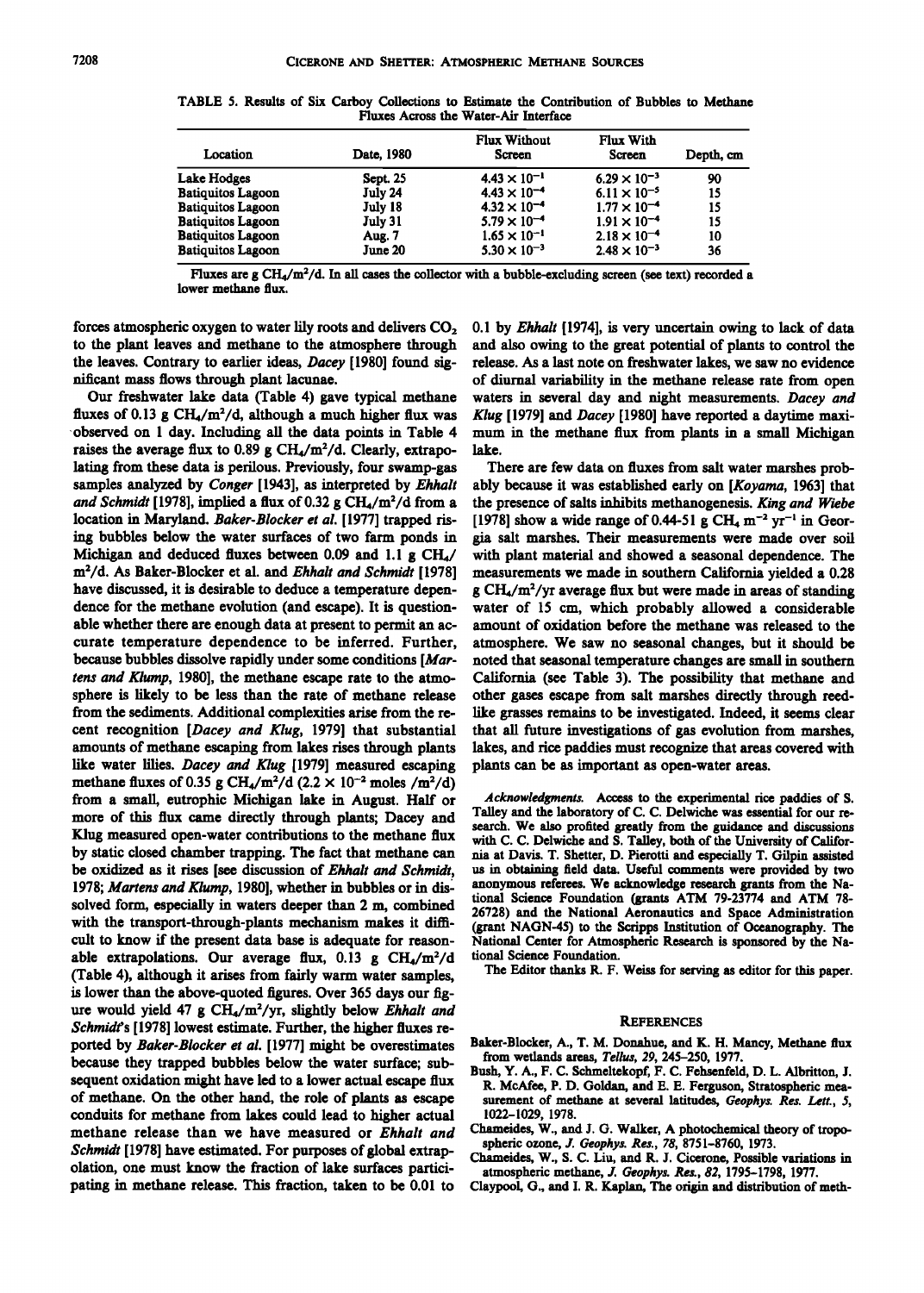TABLE 5. Results of Six Carboy Collections to Estimate the Contribution of Bubbles to Methane Fluxes Across the Water-Air Interface

| Location | Date, 1980 | Flux Without Screen | Flux With Screen | Depth, cm |
|---|---|---|---|---|
| Lake Hodges | Sept. 25 | $4.43 \times 10^{-1}$ | $6.29 \times 10^{-3}$ | 90 |
| Batiquitos Lagoon | July 24 | $4.43 \times 10^{-4}$ | $6.11 \times 10^{-5}$ | 15 |
| Batiquitos Lagoon | July 18 | $4.32 \times 10^{-4}$ | $1.77 \times 10^{-4}$ | 15 |
| Batiquitos Lagoon | July 31 | $5.79 \times 10^{-4}$ | $1.91 \times 10^{-4}$ | 15 |
| Batiquitos Lagoon | Aug. 7 | $1.65 \times 10^{-1}$ | $2.18 \times 10^{-4}$ | 10 |
| Batiquitos Lagoon | June 20 | $5.30 \times 10^{-3}$ | $2.48 \times 10^{-3}$ | 36 |

Fluxes are g $CH_4/m^2/d$. In all cases the collector with a bubble-excluding screen (see text) recorded a lower methane flux.

forces atmospheric oxygen to water lily roots and delivers $CO_2$ to the plant leaves and methane to the atmosphere through the leaves. Contrary to earlier ideas, *Dacey* [1980] found significant mass flows through plant lacunae.

Our freshwater lake data (Table 4) gave typical methane fluxes of 0.13 g $CH_4/m^2/d$, although a much higher flux was observed on 1 day. Including all the data points in Table 4 raises the average flux to 0.89 g $CH_4/m^2/d$. Clearly, extrapolating from these data is perilous. Previously, four swamp-gas samples analyzed by *Conger* [1943], as interpreted by *Ehhalt and Schmidt* [1978], implied a flux of 0.32 g $CH_4/m^2/d$ from a location in Maryland. *Baker-Blocker et al.* [1977] trapped rising bubbles below the water surfaces of two farm ponds in Michigan and deduced fluxes between 0.09 and 1.1 g $CH_4/m^2/d$. As Baker-Blocker et al. and *Ehhalt and Schmidt* [1978] have discussed, it is desirable to deduce a temperature dependence for the methane evolution (and escape). It is questionable whether there are enough data at present to permit an accurate temperature dependence to be inferred. Further, because bubbles dissolve rapidly under some conditions [*Martens and Klump*, 1980], the methane escape rate to the atmosphere is likely to be less than the rate of methane release from the sediments. Additional complexities arise from the recent recognition [*Dacey and Klug*, 1979] that substantial amounts of methane escaping from lakes rises through plants like water lilies. *Dacey and Klug* [1979] measured escaping methane fluxes of 0.35 g $CH_4/m^2/d$ ($2.2 \times 10^{-2}$ moles $/m^2/d$) from a small, eutrophic Michigan lake in August. Half or more of this flux came directly through plants; Dacey and Klug measured open-water contributions to the methane flux by static closed chamber trapping. The fact that methane can be oxidized as it rises [see discussion of *Ehhalt and Schmidt*, 1978; *Martens and Klump*, 1980], whether in bubbles or in dissolved form, especially in waters deeper than 2 m, combined with the transport-through-plants mechanism makes it difficult to know if the present data base is adequate for reasonable extrapolations. Our average flux, 0.13 g $CH_4/m^2/d$ (Table 4), although it arises from fairly warm water samples, is lower than the above-quoted figures. Over 365 days our figure would yield 47 g $CH_4/m^2/yr$, slightly below *Ehhalt and Schmidt*'s [1978] lowest estimate. Further, the higher fluxes reported by *Baker-Blocker et al.* [1977] might be overestimates because they trapped bubbles below the water surface; subsequent oxidation might have led to a lower actual escape flux of methane. On the other hand, the role of plants as escape conduits for methane from lakes could lead to higher actual methane release than we have measured or *Ehhalt and Schmidt* [1978] have estimated. For purposes of global extrapolation, one must know the fraction of lake surfaces participating in methane release. This fraction, taken to be 0.01 to 0.1 by *Ehhalt* [1974], is very uncertain owing to lack of data and also owing to the great potential of plants to control the release. As a last note on freshwater lakes, we saw no evidence of diurnal variability in the methane release rate from open waters in several day and night measurements. *Dacey and Klug* [1979] and *Dacey* [1980] have reported a daytime maximum in the methane flux from plants in a small Michigan lake.

There are few data on fluxes from salt water marshes probably because it was established early on [*Koyama*, 1963] that the presence of salts inhibits methanogenesis. *King and Wiebe* [1978] show a wide range of 0.44-51 g $CH_4$ $m^{-2}$ $yr^{-1}$ in Georgia salt marshes. Their measurements were made over soil with plant material and showed a seasonal dependence. The measurements we made in southern California yielded a 0.28 g $CH_4/m^2/yr$ average flux but were made in areas of standing water of 15 cm, which probably allowed a considerable amount of oxidation before the methane was released to the atmosphere. We saw no seasonal changes, but it should be noted that seasonal temperature changes are small in southern California (see Table 3). The possibility that methane and other gases escape from salt marshes directly through reed-like grasses remains to be investigated. Indeed, it seems clear that all future investigations of gas evolution from marshes, lakes, and rice paddies must recognize that areas covered with plants can be as important as open-water areas.

*Acknowledgments.* Access to the experimental rice paddies of S. Talley and the laboratory of C. C. Delwiche was essential for our research. We also profited greatly from the guidance and discussions with C. C. Delwiche and S. Talley, both of the University of California at Davis. T. Shetter, D. Pierotti and especially T. Gilpin assisted us in obtaining field data. Useful comments were provided by two anonymous referees. We acknowledge research grants from the National Science Foundation (grants ATM 79-23774 and ATM 78-26728) and the National Aeronautics and Space Administration (grant NAGN-45) to the Scripps Institution of Oceanography. The National Center for Atmospheric Research is sponsored by the National Science Foundation.

The Editor thanks R. F. Weiss for serving as editor for this paper.

## References

Baker-Blocker, A., T. M. Donahue, and K. H. Mancy, Methane flux from wetlands areas, *Tellus, 29*, 245–250, 1977.

Bush, Y. A., F. C. Schmeltekopf, F. C. Fehsenfeld, D. L. Albritton, J. R. McAfee, P. D. Goldan, and E. E. Ferguson, Stratospheric measurement of methane at several latitudes, *Geophys. Res. Lett., 5*, 1022–1029, 1978.

Chameides, W., and J. G. Walker, A photochemical theory of tropospheric ozone, *J. Geophys. Res., 78*, 8751–8760, 1973.

Chameides, W., S. C. Liu, and R. J. Cicerone, Possible variations in atmospheric methane, *J. Geophys. Res., 82*, 1795–1798, 1977.

Claypool, G., and I. R. Kaplan, The origin and distribution of meth-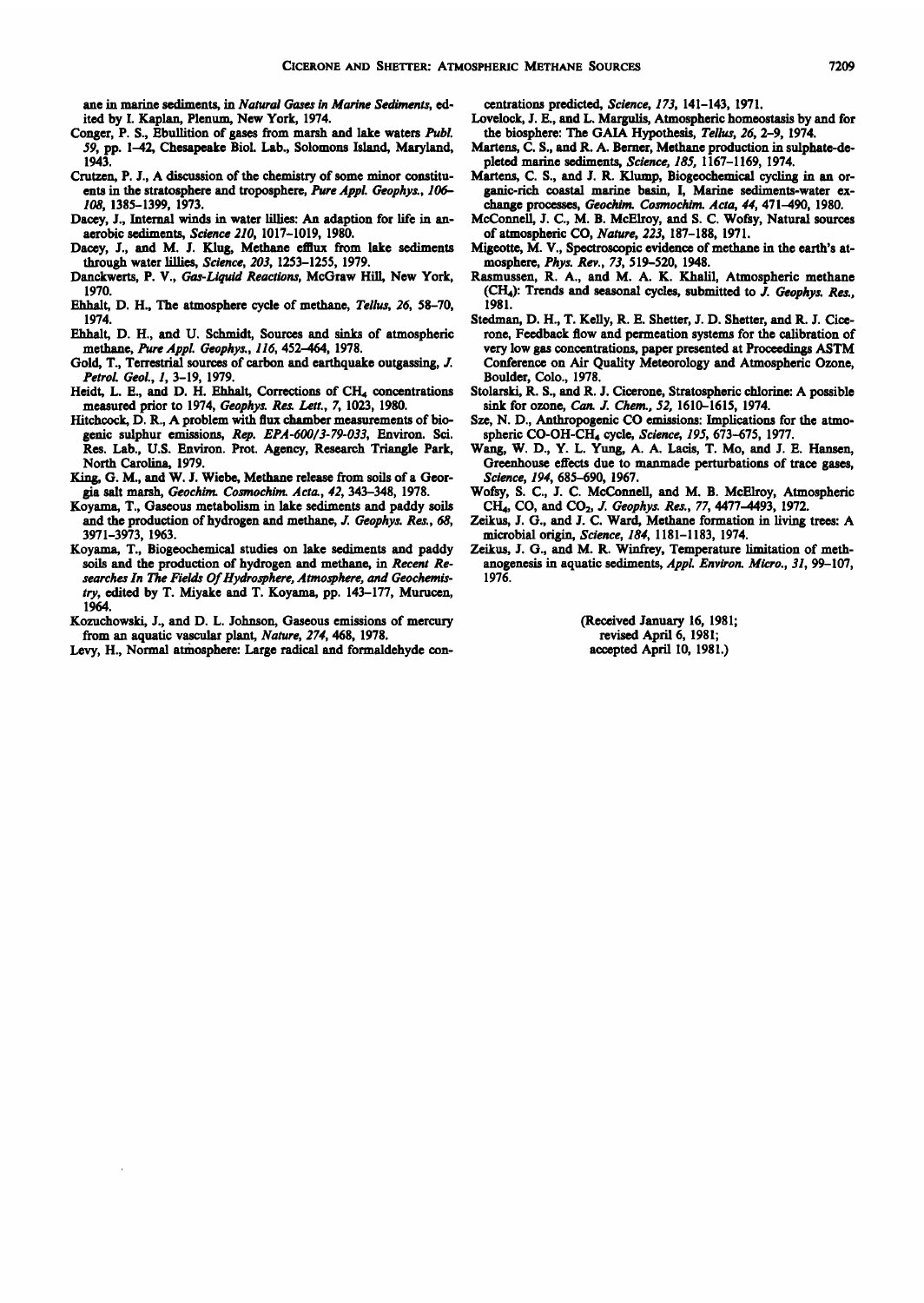ane in marine sediments, in *Natural Gases in Marine Sediments*, edited by I. Kaplan, Plenum, New York, 1974.

Conger, P. S., Ebullition of gases from marsh and lake waters *Publ. 59*, pp. 1–42, Chesapeake Biol. Lab., Solomons Island, Maryland, 1943.

Crutzen, P. J., A discussion of the chemistry of some minor constituents in the stratosphere and troposphere, *Pure Appl. Geophys., 106–108*, 1385–1399, 1973.

Dacey, J., Internal winds in water lillies: An adaption for life in anaerobic sediments, *Science 210*, 1017–1019, 1980.

Dacey, J., and M. J. Klug, Methane efflux from lake sediments through water lillies, *Science, 203*, 1253–1255, 1979.

Danckwerts, P. V., *Gas-Liquid Reactions*, McGraw Hill, New York, 1970.

Ehhalt, D. H., The atmosphere cycle of methane, *Tellus, 26*, 58–70, 1974.

Ehhalt, D. H., and U. Schmidt, Sources and sinks of atmospheric methane, *Pure Appl. Geophys., 116*, 452–464, 1978.

Gold, T., Terrestrial sources of carbon and earthquake outgassing, *J. Petrol. Geol., 1*, 3–19, 1979.

Heidt, L. E., and D. H. Ehhalt, Corrections of $CH_4$ concentrations measured prior to 1974, *Geophys. Res. Lett., 7*, 1023, 1980.

Hitchcock, D. R., A problem with flux chamber measurements of biogenic sulphur emissions, *Rep. EPA-600/3-79-033*, Environ. Sci. Res. Lab., U.S. Environ. Prot. Agency, Research Triangle Park, North Carolina, 1979.

King, G. M., and W. J. Wiebe, Methane release from soils of a Georgia salt marsh, *Geochim. Cosmochim. Acta., 42*, 343–348, 1978.

Koyama, T., Gaseous metabolism in lake sediments and paddy soils and the production of hydrogen and methane, *J. Geophys. Res., 68*, 3971–3973, 1963.

Koyama, T., Biogeochemical studies on lake sediments and paddy soils and the production of hydrogen and methane, in *Recent Researches In The Fields Of Hydrosphere, Atmosphere, and Geochemistry*, edited by T. Miyake and T. Koyama, pp. 143–177, Murucen, 1964.

Kozuchowski, J., and D. L. Johnson, Gaseous emissions of mercury from an aquatic vascular plant, *Nature, 274*, 468, 1978.

Levy, H., Normal atmosphere: Large radical and formaldehyde concentrations predicted, *Science, 173*, 141–143, 1971.

Lovelock, J. E., and L. Margulis, Atmospheric homeostasis by and for the biosphere: The GAIA Hypothesis, *Tellus, 26*, 2–9, 1974.

Martens, C. S., and R. A. Berner, Methane production in sulphate-depleted marine sediments, *Science, 185*, 1167–1169, 1974.

Martens, C. S., and J. R. Klump, Biogeochemical cycling in an organic-rich coastal marine basin, I, Marine sediments-water exchange processes, *Geochim. Cosmochim. Acta, 44*, 471–490, 1980.

McConnell, J. C., M. B. McElroy, and S. C. Wofsy, Natural sources of atmospheric CO, *Nature, 223*, 187–188, 1971.

Migeotte, M. V., Spectroscopic evidence of methane in the earth's atmosphere, *Phys. Rev., 73*, 519–520, 1948.

Rasmussen, R. A., and M. A. K. Khalil, Atmospheric methane ($CH_4$): Trends and seasonal cycles, submitted to *J. Geophys. Res.*, 1981.

Stedman, D. H., T. Kelly, R. E. Shetter, J. D. Shetter, and R. J. Cicerone, Feedback flow and permeation systems for the calibration of very low gas concentrations, paper presented at Proceedings ASTM Conference on Air Quality Meteorology and Atmospheric Ozone, Boulder, Colo., 1978.

Stolarski, R. S., and R. J. Cicerone, Stratospheric chlorine: A possible sink for ozone, *Can. J. Chem., 52*, 1610–1615, 1974.

Sze, N. D., Anthropogenic CO emissions: Implications for the atmospheric CO-OH-$CH_4$ cycle, *Science, 195*, 673–675, 1977.

Wang, W. D., Y. L. Yung, A. A. Lacis, T. Mo, and J. E. Hansen, Greenhouse effects due to manmade perturbations of trace gases, *Science, 194*, 685–690, 1967.

Wofsy, S. C., J. C. McConnell, and M. B. McElroy, Atmospheric $CH_4$, CO, and $CO_2$, *J. Geophys. Res., 77*, 4477–4493, 1972.

Zeikus, J. G., and J. C. Ward, Methane formation in living trees: A microbial origin, *Science, 184*, 1181–1183, 1974.

Zeikus, J. G., and M. R. Winfrey, Temperature limitation of methanogenesis in aquatic sediments, *Appl. Environ. Micro., 31*, 99–107, 1976.

(Received January 16, 1981;
revised April 6, 1981;
accepted April 10, 1981.)